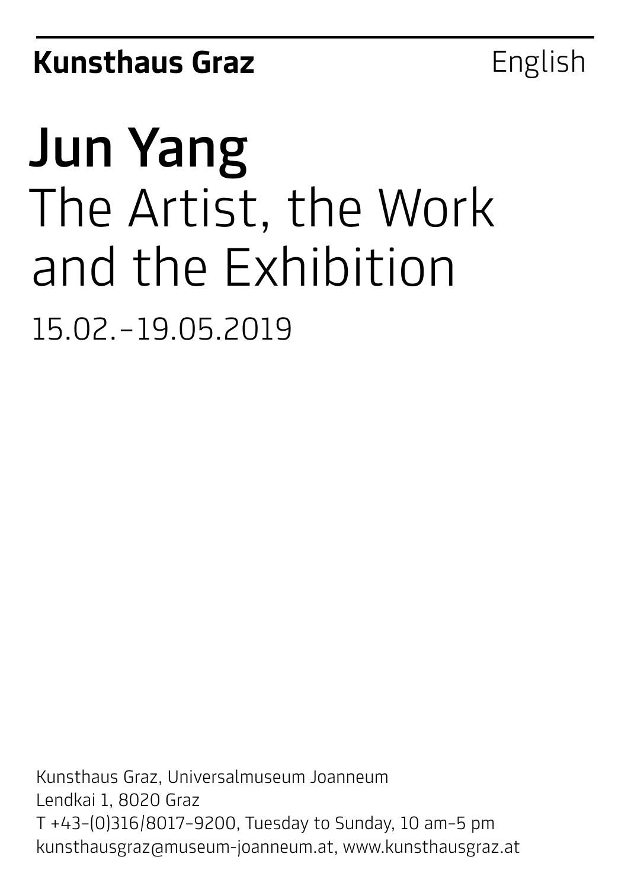**Kunsthaus Graz** English

# Jun Yang

## The Artist, the Work and the Exhibition

15.02.–19.05.2019

Kunsthaus Graz, Universalmuseum Joanneum
Lendkai 1, 8020 Graz
T +43–(0)316/8017–9200, Tuesday to Sunday, 10 am–5 pm
kunsthausgraz@museum-joanneum.at, www.kunsthausgraz.at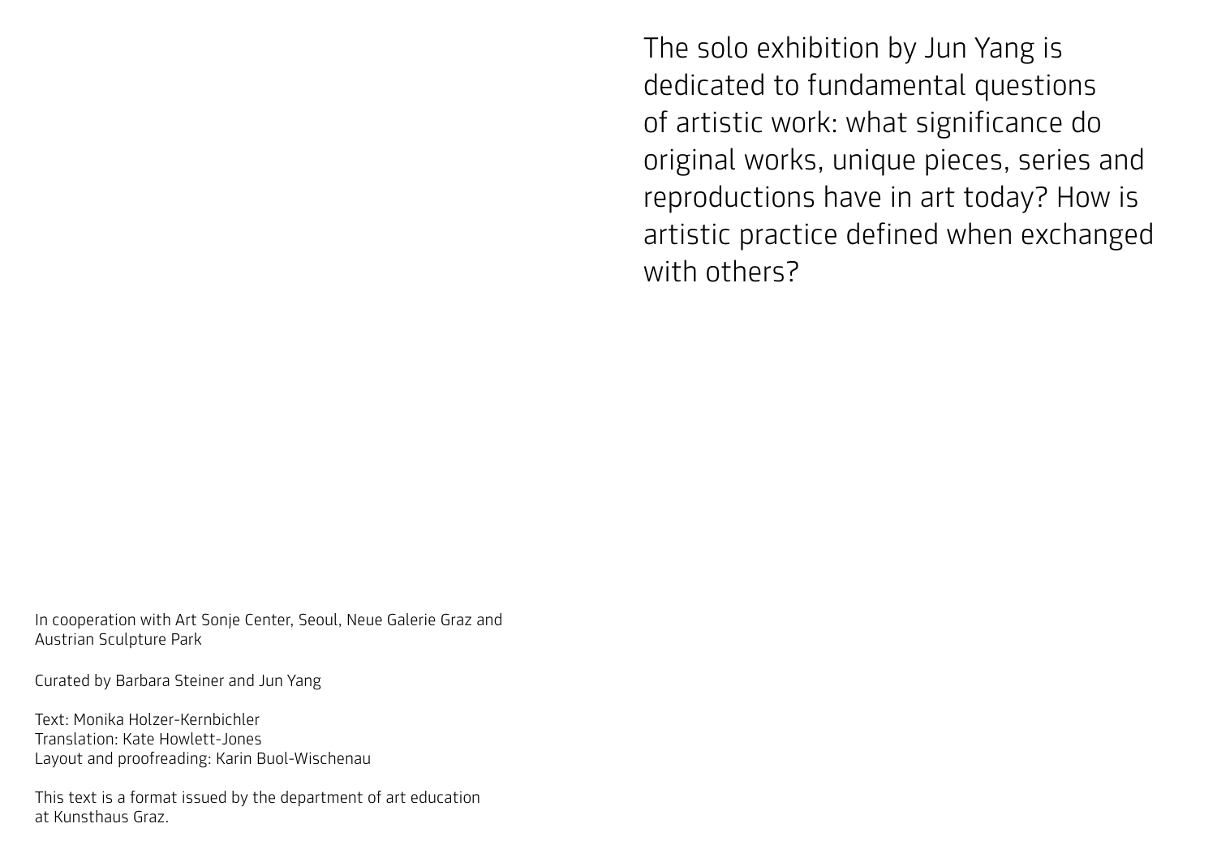The solo exhibition by Jun Yang is dedicated to fundamental questions of artistic work: what significance do original works, unique pieces, series and reproductions have in art today? How is artistic practice defined when exchanged with others?

In cooperation with Art Sonje Center, Seoul, Neue Galerie Graz and Austrian Sculpture Park

Curated by Barbara Steiner and Jun Yang

Text: Monika Holzer-Kernbichler  
Translation: Kate Howlett-Jones  
Layout and proofreading: Karin Buol-Wischenau

This text is a format issued by the department of art education at Kunsthaus Graz.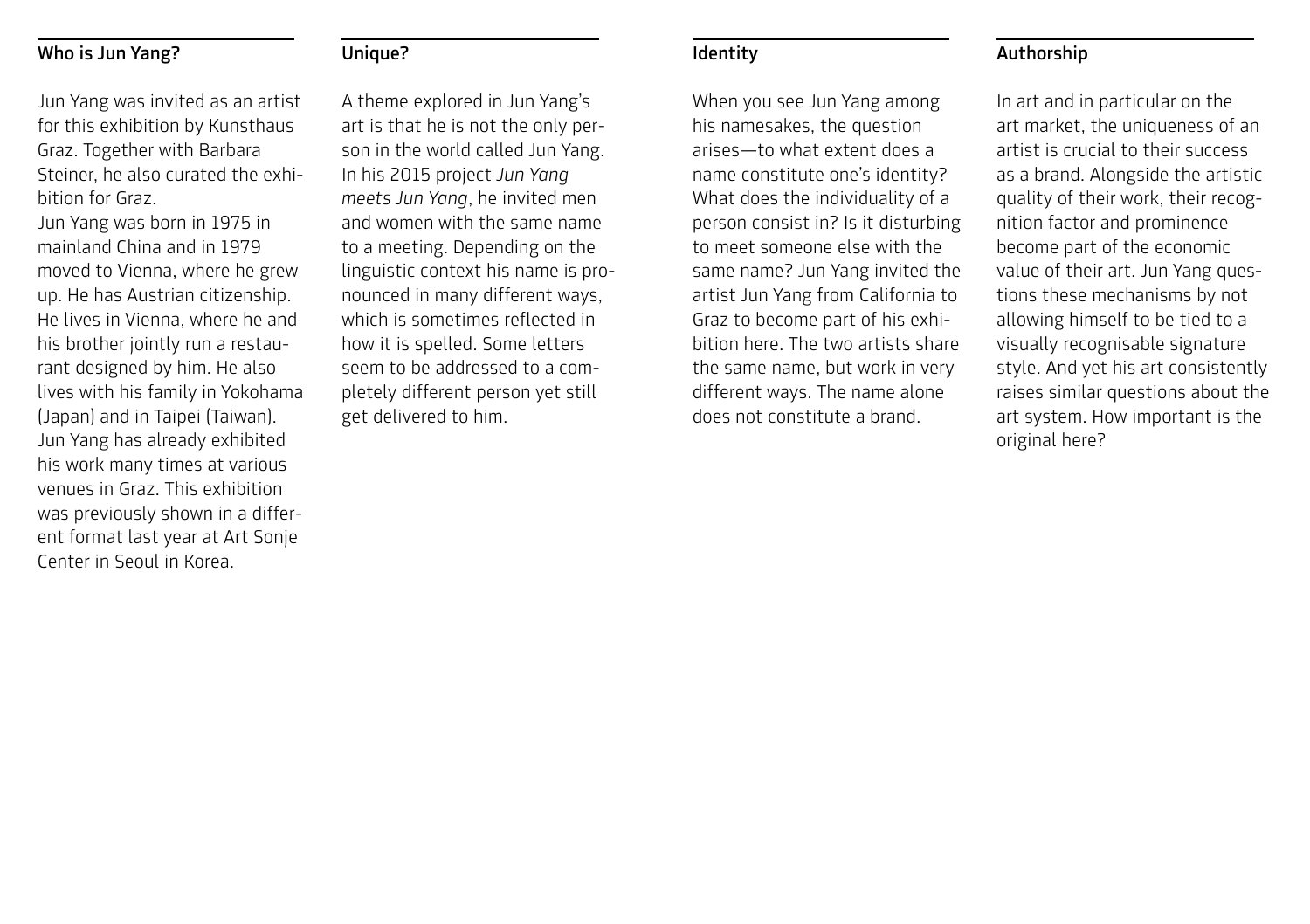## Who is Jun Yang?

Jun Yang was invited as an artist for this exhibition by Kunsthaus Graz. Together with Barbara Steiner, he also curated the exhibition for Graz.
Jun Yang was born in 1975 in mainland China and in 1979 moved to Vienna, where he grew up. He has Austrian citizenship. He lives in Vienna, where he and his brother jointly run a restaurant designed by him. He also lives with his family in Yokohama (Japan) and in Taipei (Taiwan). Jun Yang has already exhibited his work many times at various venues in Graz. This exhibition was previously shown in a different format last year at Art Sonje Center in Seoul in Korea.

## Unique?

A theme explored in Jun Yang's art is that he is not the only person in the world called Jun Yang. In his 2015 project *Jun Yang meets Jun Yang*, he invited men and women with the same name to a meeting. Depending on the linguistic context his name is pronounced in many different ways, which is sometimes reflected in how it is spelled. Some letters seem to be addressed to a completely different person yet still get delivered to him.

## Identity

When you see Jun Yang among his namesakes, the question arises—to what extent does a name constitute one's identity? What does the individuality of a person consist in? Is it disturbing to meet someone else with the same name? Jun Yang invited the artist Jun Yang from California to Graz to become part of his exhibition here. The two artists share the same name, but work in very different ways. The name alone does not constitute a brand.

## Authorship

In art and in particular on the art market, the uniqueness of an artist is crucial to their success as a brand. Alongside the artistic quality of their work, their recognition factor and prominence become part of the economic value of their art. Jun Yang questions these mechanisms by not allowing himself to be tied to a visually recognisable signature style. And yet his art consistently raises similar questions about the art system. How important is the original here?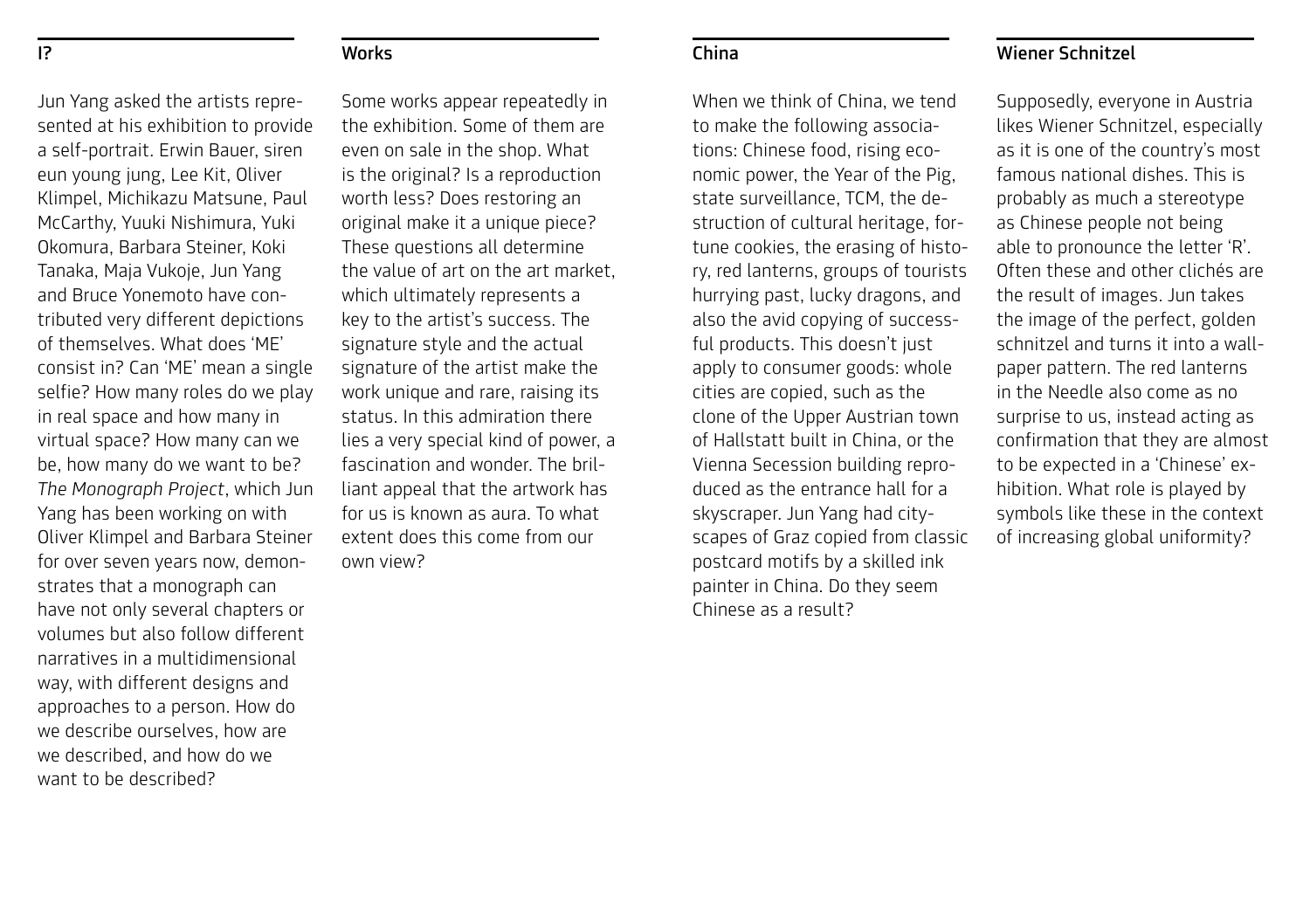## I?

Jun Yang asked the artists represented at his exhibition to provide a self-portrait. Erwin Bauer, siren eun young jung, Lee Kit, Oliver Klimpel, Michikazu Matsune, Paul McCarthy, Yuuki Nishimura, Yuki Okomura, Barbara Steiner, Koki Tanaka, Maja Vukoje, Jun Yang and Bruce Yonemoto have contributed very different depictions of themselves. What does 'ME' consist in? Can 'ME' mean a single selfie? How many roles do we play in real space and how many in virtual space? How many can we be, how many do we want to be? *The Monograph Project*, which Jun Yang has been working on with Oliver Klimpel and Barbara Steiner for over seven years now, demonstrates that a monograph can have not only several chapters or volumes but also follow different narratives in a multidimensional way, with different designs and approaches to a person. How do we describe ourselves, how are we described, and how do we want to be described?

## Works

Some works appear repeatedly in the exhibition. Some of them are even on sale in the shop. What is the original? Is a reproduction worth less? Does restoring an original make it a unique piece? These questions all determine the value of art on the art market, which ultimately represents a key to the artist's success. The signature style and the actual signature of the artist make the work unique and rare, raising its status. In this admiration there lies a very special kind of power, a fascination and wonder. The brilliant appeal that the artwork has for us is known as aura. To what extent does this come from our own view?

## China

When we think of China, we tend to make the following associations: Chinese food, rising economic power, the Year of the Pig, state surveillance, TCM, the destruction of cultural heritage, fortune cookies, the erasing of history, red lanterns, groups of tourists hurrying past, lucky dragons, and also the avid copying of successful products. This doesn't just apply to consumer goods: whole cities are copied, such as the clone of the Upper Austrian town of Hallstatt built in China, or the Vienna Secession building reproduced as the entrance hall for a skyscraper. Jun Yang had cityscapes of Graz copied from classic postcard motifs by a skilled ink painter in China. Do they seem Chinese as a result?

## Wiener Schnitzel

Supposedly, everyone in Austria likes Wiener Schnitzel, especially as it is one of the country's most famous national dishes. This is probably as much a stereotype as Chinese people not being able to pronounce the letter 'R'. Often these and other clichés are the result of images. Jun takes the image of the perfect, golden schnitzel and turns it into a wallpaper pattern. The red lanterns in the Needle also come as no surprise to us, instead acting as confirmation that they are almost to be expected in a 'Chinese' exhibition. What role is played by symbols like these in the context of increasing global uniformity?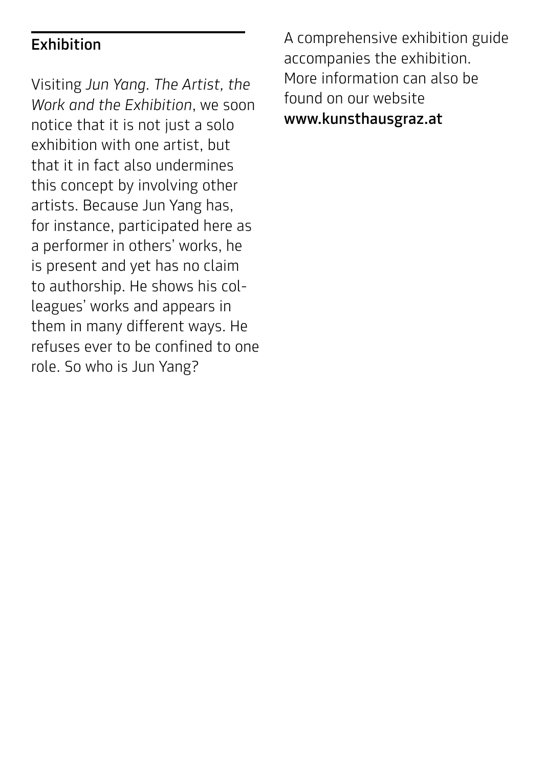## Exhibition

Visiting *Jun Yang. The Artist, the Work and the Exhibition*, we soon notice that it is not just a solo exhibition with one artist, but that it in fact also undermines this concept by involving other artists. Because Jun Yang has, for instance, participated here as a performer in others' works, he is present and yet has no claim to authorship. He shows his colleagues' works and appears in them in many different ways. He refuses ever to be confined to one role. So who is Jun Yang?

A comprehensive exhibition guide accompanies the exhibition. More information can also be found on our website **www.kunsthausgraz.at**